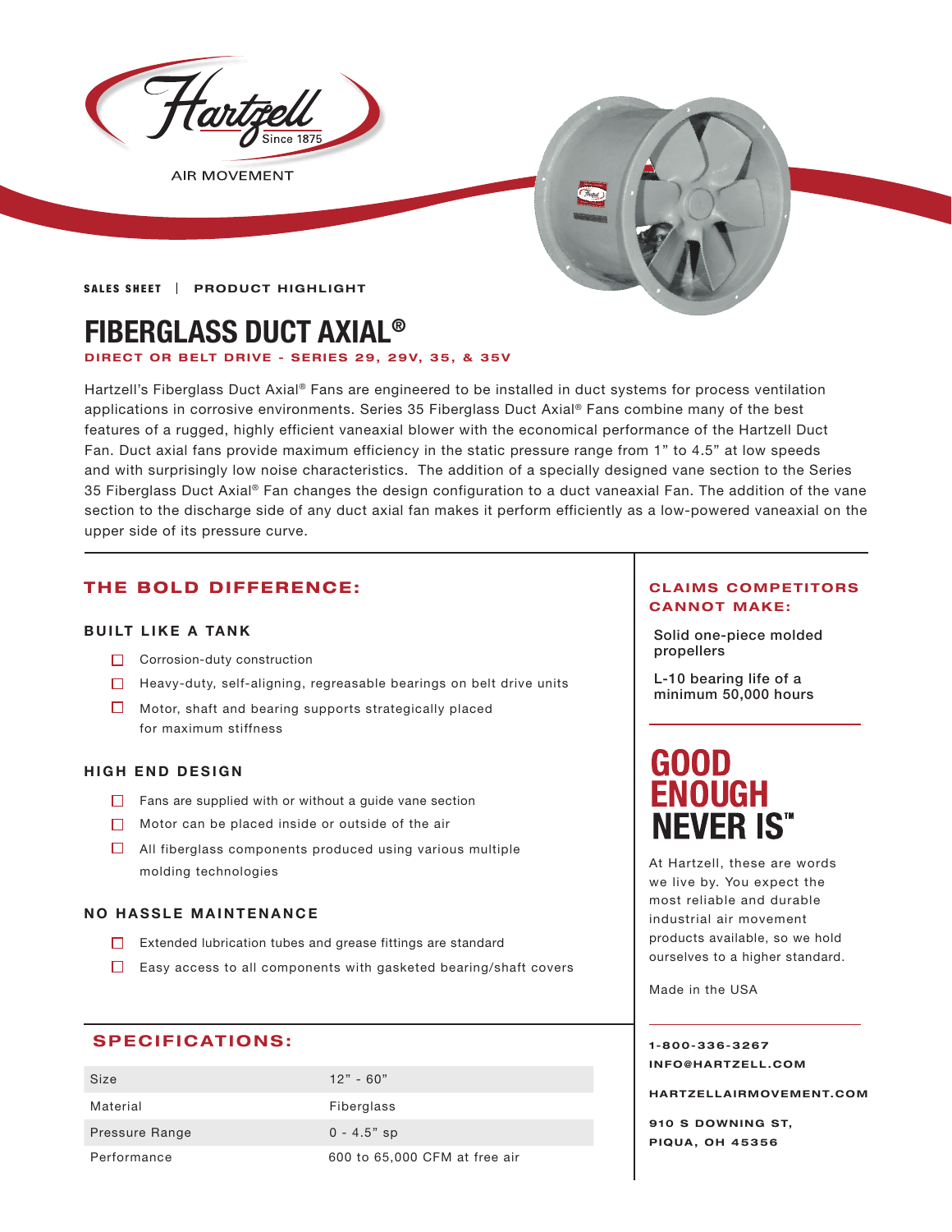Hartzell Since 1875

AIR MOVEMENT

SALES SHEET | PRODUCT HIGHLIGHT

# FIBERGLASS DUCT AXIAL®

**DIRECT OR BELT DRIVE - SERIES 29, 29V, 35, & 35V**

Hartzell's Fiberglass Duct Axial® Fans are engineered to be installed in duct systems for process ventilation applications in corrosive environments. Series 35 Fiberglass Duct Axial® Fans combine many of the best features of a rugged, highly efficient vaneaxial blower with the economical performance of the Hartzell Duct Fan. Duct axial fans provide maximum efficiency in the static pressure range from 1" to 4.5" at low speeds and with surprisingly low noise characteristics. The addition of a specially designed vane section to the Series 35 Fiberglass Duct Axial® Fan changes the design configuration to a duct vaneaxial Fan. The addition of the vane section to the discharge side of any duct axial fan makes it perform efficiently as a low-powered vaneaxial on the upper side of its pressure curve.

## THE BOLD DIFFERENCE:

### BUILT LIKE A TANK

- Corrosion-duty construction
- Heavy-duty, self-aligning, regreasable bearings on belt drive units
- Motor, shaft and bearing supports strategically placed for maximum stiffness

### HIGH END DESIGN

- Fans are supplied with or without a guide vane section
- Motor can be placed inside or outside of the air
- All fiberglass components produced using various multiple molding technologies

### NO HASSLE MAINTENANCE

- Extended lubrication tubes and grease fittings are standard
- Easy access to all components with gasketed bearing/shaft covers

## SPECIFICATIONS:

| Specification | Value |
|---|---|
| Size | 12" - 60" |
| Material | Fiberglass |
| Pressure Range | 0 - 4.5" sp |
| Performance | 600 to 65,000 CFM at free air |

## CLAIMS COMPETITORS CANNOT MAKE:

Solid one-piece molded propellers

L-10 bearing life of a minimum 50,000 hours

## GOOD ENOUGH NEVER IS™

At Hartzell, these are words we live by. You expect the most reliable and durable industrial air movement products available, so we hold ourselves to a higher standard.

Made in the USA

1-800-336-3267
INFO@HARTZELL.COM

HARTZELLAIRMOVEMENT.COM

910 S DOWNING ST,
PIQUA, OH 45356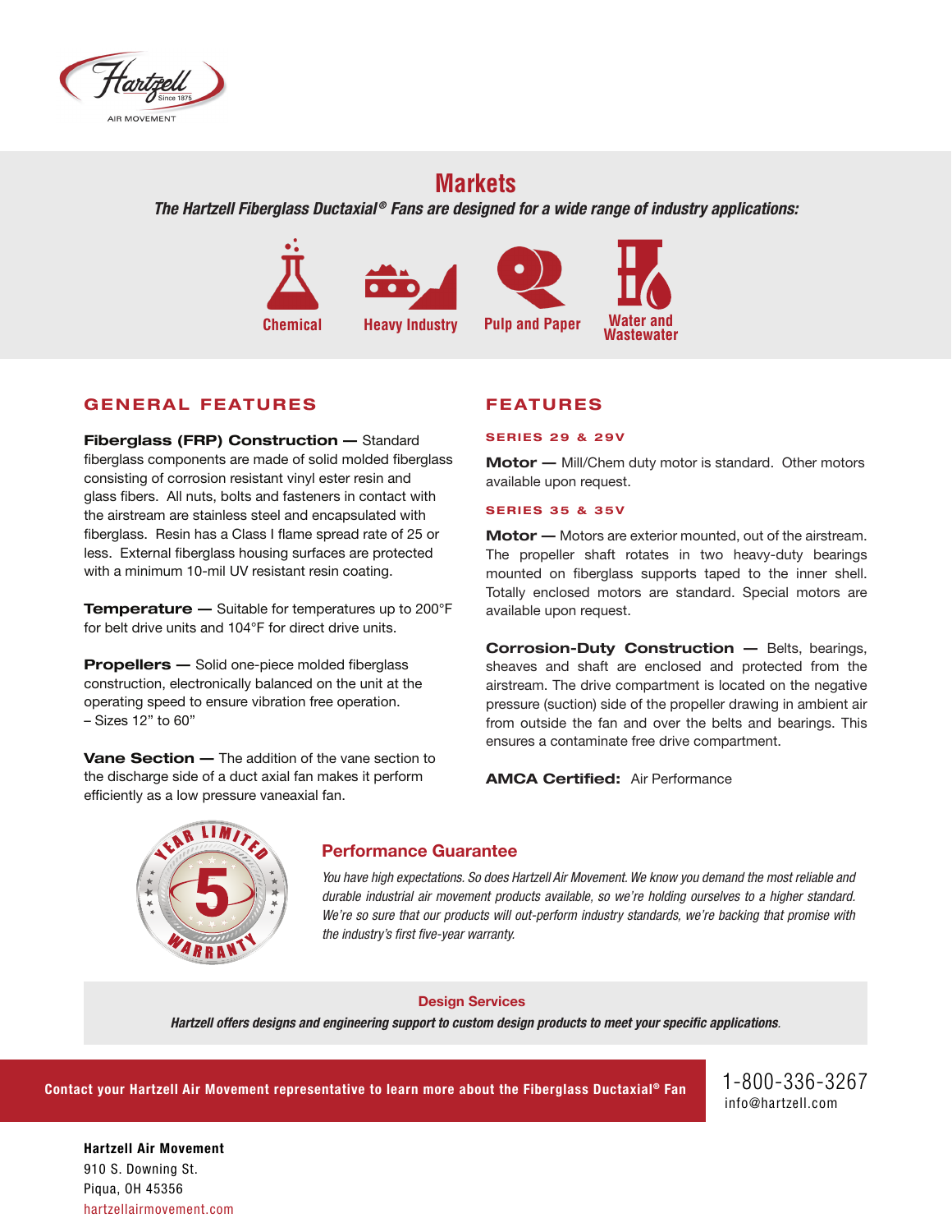Hartzell Since 1875 AIR MOVEMENT

## Markets

***The Hartzell Fiberglass Ductaxial® Fans are designed for a wide range of industry applications:***

Chemical

Heavy Industry

Pulp and Paper

Water and Wastewater

## GENERAL FEATURES

**Fiberglass (FRP) Construction —** Standard fiberglass components are made of solid molded fiberglass consisting of corrosion resistant vinyl ester resin and glass fibers. All nuts, bolts and fasteners in contact with the airstream are stainless steel and encapsulated with fiberglass. Resin has a Class I flame spread rate of 25 or less. External fiberglass housing surfaces are protected with a minimum 10-mil UV resistant resin coating.

**Temperature —** Suitable for temperatures up to 200°F for belt drive units and 104°F for direct drive units.

**Propellers —** Solid one-piece molded fiberglass construction, electronically balanced on the unit at the operating speed to ensure vibration free operation.
– Sizes 12" to 60"

**Vane Section —** The addition of the vane section to the discharge side of a duct axial fan makes it perform efficiently as a low pressure vaneaxial fan.

## FEATURES

### SERIES 29 & 29V

**Motor —** Mill/Chem duty motor is standard. Other motors available upon request.

### SERIES 35 & 35V

**Motor —** Motors are exterior mounted, out of the airstream. The propeller shaft rotates in two heavy-duty bearings mounted on fiberglass supports taped to the inner shell. Totally enclosed motors are standard. Special motors are available upon request.

**Corrosion-Duty Construction —** Belts, bearings, sheaves and shaft are enclosed and protected from the airstream. The drive compartment is located on the negative pressure (suction) side of the propeller drawing in ambient air from outside the fan and over the belts and bearings. This ensures a contaminate free drive compartment.

**AMCA Certified:** Air Performance

5 YEAR LIMITED WARRANTY

### Performance Guarantee

*You have high expectations. So does Hartzell Air Movement. We know you demand the most reliable and durable industrial air movement products available, so we're holding ourselves to a higher standard. We're so sure that our products will out-perform industry standards, we're backing that promise with the industry's first five-year warranty.*

### Design Services

***Hartzell offers designs and engineering support to custom design products to meet your specific applications.***

**Contact your Hartzell Air Movement representative to learn more about the Fiberglass Ductaxial® Fan**

1-800-336-3267
info@hartzell.com

**Hartzell Air Movement**
910 S. Downing St.
Piqua, OH 45356
hartzellairmovement.com